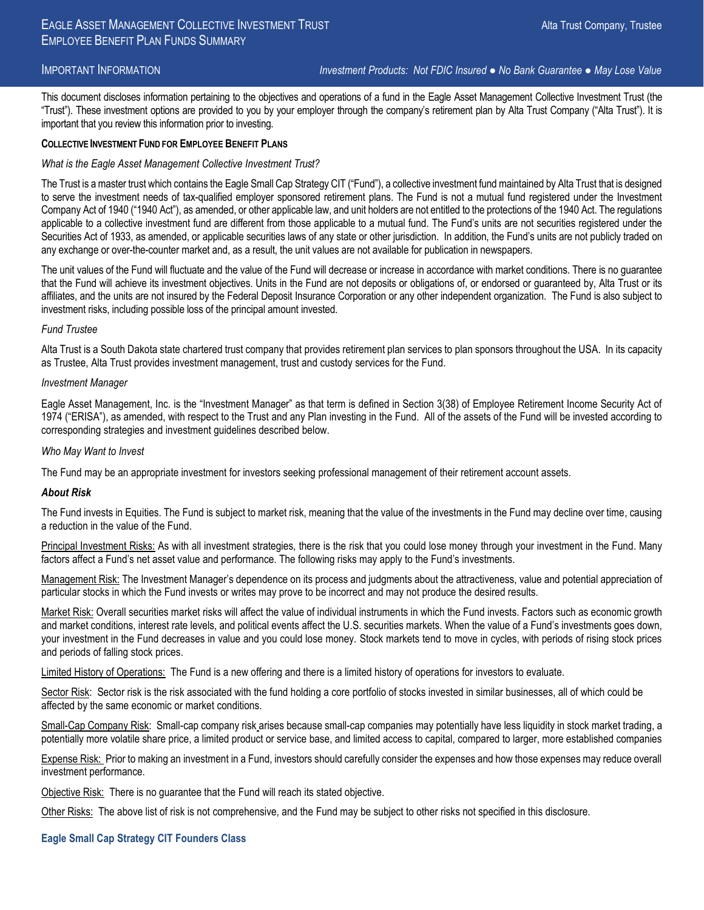# Eagle Asset Management Collective Investment Trust
## Employee Benefit Plan Funds Summary

Alta Trust Company, Trustee

IMPORTANT INFORMATION

*Investment Products: Not FDIC Insured ● No Bank Guarantee ● May Lose Value*

This document discloses information pertaining to the objectives and operations of a fund in the Eagle Asset Management Collective Investment Trust (the "Trust"). These investment options are provided to you by your employer through the company's retirement plan by Alta Trust Company ("Alta Trust"). It is important that you review this information prior to investing.

**COLLECTIVE INVESTMENT FUND FOR EMPLOYEE BENEFIT PLANS**

*What is the Eagle Asset Management Collective Investment Trust?*

The Trust is a master trust which contains the Eagle Small Cap Strategy CIT ("Fund"), a collective investment fund maintained by Alta Trust that is designed to serve the investment needs of tax-qualified employer sponsored retirement plans. The Fund is not a mutual fund registered under the Investment Company Act of 1940 ("1940 Act"), as amended, or other applicable law, and unit holders are not entitled to the protections of the 1940 Act. The regulations applicable to a collective investment fund are different from those applicable to a mutual fund. The Fund's units are not securities registered under the Securities Act of 1933, as amended, or applicable securities laws of any state or other jurisdiction. In addition, the Fund's units are not publicly traded on any exchange or over-the-counter market and, as a result, the unit values are not available for publication in newspapers.

The unit values of the Fund will fluctuate and the value of the Fund will decrease or increase in accordance with market conditions. There is no guarantee that the Fund will achieve its investment objectives. Units in the Fund are not deposits or obligations of, or endorsed or guaranteed by, Alta Trust or its affiliates, and the units are not insured by the Federal Deposit Insurance Corporation or any other independent organization. The Fund is also subject to investment risks, including possible loss of the principal amount invested.

*Fund Trustee*

Alta Trust is a South Dakota state chartered trust company that provides retirement plan services to plan sponsors throughout the USA. In its capacity as Trustee, Alta Trust provides investment management, trust and custody services for the Fund.

*Investment Manager*

Eagle Asset Management, Inc. is the "Investment Manager" as that term is defined in Section 3(38) of Employee Retirement Income Security Act of 1974 ("ERISA"), as amended, with respect to the Trust and any Plan investing in the Fund. All of the assets of the Fund will be invested according to corresponding strategies and investment guidelines described below.

*Who May Want to Invest*

The Fund may be an appropriate investment for investors seeking professional management of their retirement account assets.

***About Risk***

The Fund invests in Equities. The Fund is subject to market risk, meaning that the value of the investments in the Fund may decline over time, causing a reduction in the value of the Fund.

Principal Investment Risks: As with all investment strategies, there is the risk that you could lose money through your investment in the Fund. Many factors affect a Fund's net asset value and performance. The following risks may apply to the Fund's investments.

Management Risk: The Investment Manager's dependence on its process and judgments about the attractiveness, value and potential appreciation of particular stocks in which the Fund invests or writes may prove to be incorrect and may not produce the desired results.

Market Risk: Overall securities market risks will affect the value of individual instruments in which the Fund invests. Factors such as economic growth and market conditions, interest rate levels, and political events affect the U.S. securities markets. When the value of a Fund's investments goes down, your investment in the Fund decreases in value and you could lose money. Stock markets tend to move in cycles, with periods of rising stock prices and periods of falling stock prices.

Limited History of Operations: The Fund is a new offering and there is a limited history of operations for investors to evaluate.

Sector Risk: Sector risk is the risk associated with the fund holding a core portfolio of stocks invested in similar businesses, all of which could be affected by the same economic or market conditions.

Small-Cap Company Risk: Small-cap company risk arises because small-cap companies may potentially have less liquidity in stock market trading, a potentially more volatile share price, a limited product or service base, and limited access to capital, compared to larger, more established companies

Expense Risk: Prior to making an investment in a Fund, investors should carefully consider the expenses and how those expenses may reduce overall investment performance.

Objective Risk: There is no guarantee that the Fund will reach its stated objective.

Other Risks: The above list of risk is not comprehensive, and the Fund may be subject to other risks not specified in this disclosure.

### Eagle Small Cap Strategy CIT Founders Class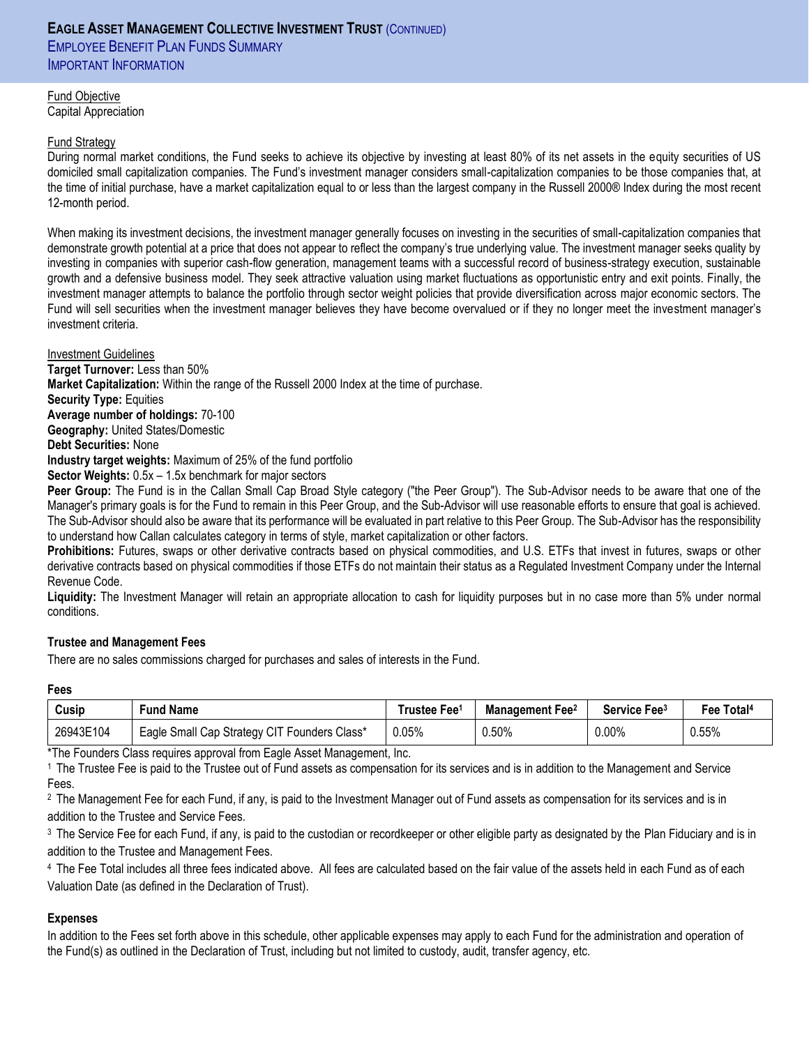# Eagle Asset Management Collective Investment Trust (Continued)
## Employee Benefit Plan Funds Summary
## Important Information

Fund Objective
Capital Appreciation

Fund Strategy
During normal market conditions, the Fund seeks to achieve its objective by investing at least 80% of its net assets in the equity securities of US domiciled small capitalization companies. The Fund's investment manager considers small-capitalization companies to be those companies that, at the time of initial purchase, have a market capitalization equal to or less than the largest company in the Russell 2000® Index during the most recent 12-month period.

When making its investment decisions, the investment manager generally focuses on investing in the securities of small-capitalization companies that demonstrate growth potential at a price that does not appear to reflect the company's true underlying value. The investment manager seeks quality by investing in companies with superior cash-flow generation, management teams with a successful record of business-strategy execution, sustainable growth and a defensive business model. They seek attractive valuation using market fluctuations as opportunistic entry and exit points. Finally, the investment manager attempts to balance the portfolio through sector weight policies that provide diversification across major economic sectors. The Fund will sell securities when the investment manager believes they have become overvalued or if they no longer meet the investment manager's investment criteria.

Investment Guidelines
**Target Turnover:** Less than 50%
**Market Capitalization:** Within the range of the Russell 2000 Index at the time of purchase.
**Security Type:** Equities
**Average number of holdings:** 70-100
**Geography:** United States/Domestic
**Debt Securities:** None
**Industry target weights:** Maximum of 25% of the fund portfolio
**Sector Weights:** 0.5x – 1.5x benchmark for major sectors
**Peer Group:** The Fund is in the Callan Small Cap Broad Style category ("the Peer Group"). The Sub-Advisor needs to be aware that one of the Manager's primary goals is for the Fund to remain in this Peer Group, and the Sub-Advisor will use reasonable efforts to ensure that goal is achieved. The Sub-Advisor should also be aware that its performance will be evaluated in part relative to this Peer Group. The Sub-Advisor has the responsibility to understand how Callan calculates category in terms of style, market capitalization or other factors.
**Prohibitions:** Futures, swaps or other derivative contracts based on physical commodities, and U.S. ETFs that invest in futures, swaps or other derivative contracts based on physical commodities if those ETFs do not maintain their status as a Regulated Investment Company under the Internal Revenue Code.
**Liquidity:** The Investment Manager will retain an appropriate allocation to cash for liquidity purposes but in no case more than 5% under normal conditions.

**Trustee and Management Fees**

There are no sales commissions charged for purchases and sales of interests in the Fund.

**Fees**

| Cusip | Fund Name | Trustee Fee[1] | Management Fee[2] | Service Fee[3] | Fee Total[4] |
|---|---|---|---|---|---|
| 26943E104 | Eagle Small Cap Strategy CIT Founders Class* | 0.05% | 0.50% | 0.00% | 0.55% |

*The Founders Class requires approval from Eagle Asset Management, Inc.

[1] The Trustee Fee is paid to the Trustee out of Fund assets as compensation for its services and is in addition to the Management and Service Fees.

[2] The Management Fee for each Fund, if any, is paid to the Investment Manager out of Fund assets as compensation for its services and is in addition to the Trustee and Service Fees.

[3] The Service Fee for each Fund, if any, is paid to the custodian or recordkeeper or other eligible party as designated by the Plan Fiduciary and is in addition to the Trustee and Management Fees.

[4] The Fee Total includes all three fees indicated above. All fees are calculated based on the fair value of the assets held in each Fund as of each Valuation Date (as defined in the Declaration of Trust).

**Expenses**

In addition to the Fees set forth above in this schedule, other applicable expenses may apply to each Fund for the administration and operation of the Fund(s) as outlined in the Declaration of Trust, including but not limited to custody, audit, transfer agency, etc.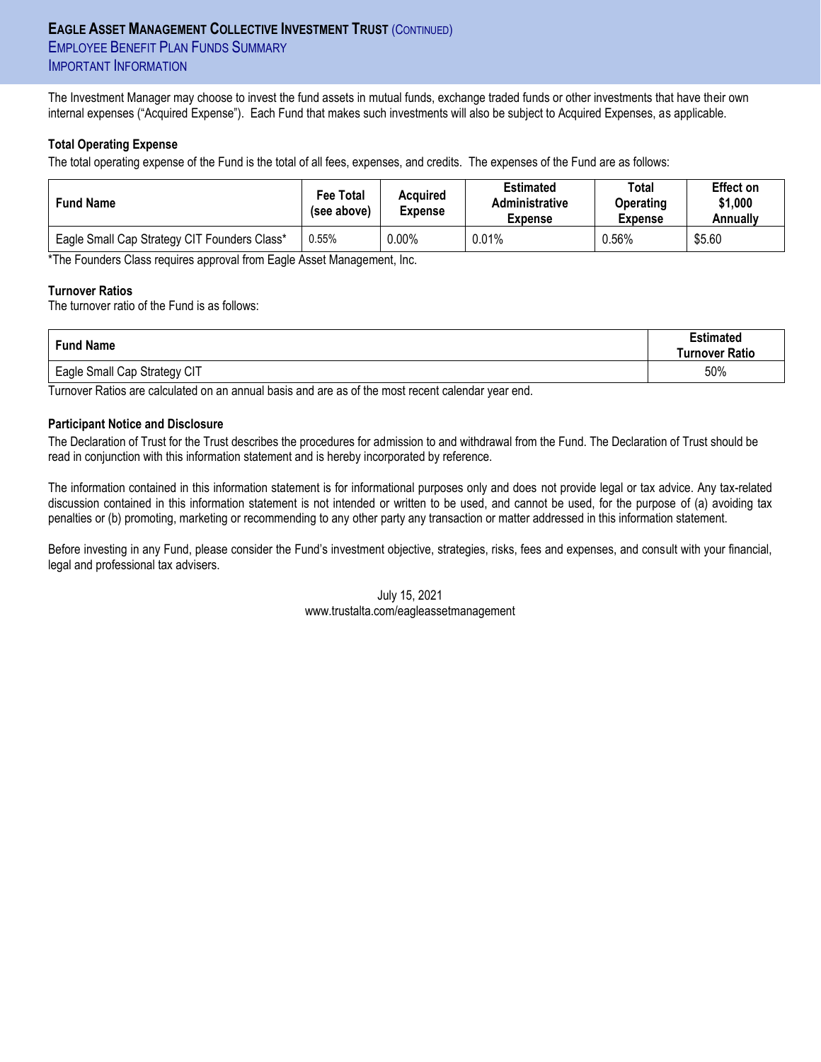The Investment Manager may choose to invest the fund assets in mutual funds, exchange traded funds or other investments that have their own internal expenses ("Acquired Expense"). Each Fund that makes such investments will also be subject to Acquired Expenses, as applicable.

**Total Operating Expense**

The total operating expense of the Fund is the total of all fees, expenses, and credits. The expenses of the Fund are as follows:

| Fund Name | Fee Total (see above) | Acquired Expense | Estimated Administrative Expense | Total Operating Expense | Effect on $1,000 Annually |
|---|---|---|---|---|---|
| Eagle Small Cap Strategy CIT Founders Class* | 0.55% | 0.00% | 0.01% | 0.56% | $5.60 |

*The Founders Class requires approval from Eagle Asset Management, Inc.

**Turnover Ratios**

The turnover ratio of the Fund is as follows:

| Fund Name | Estimated Turnover Ratio |
|---|---|
| Eagle Small Cap Strategy CIT | 50% |

Turnover Ratios are calculated on an annual basis and are as of the most recent calendar year end.

**Participant Notice and Disclosure**

The Declaration of Trust for the Trust describes the procedures for admission to and withdrawal from the Fund. The Declaration of Trust should be read in conjunction with this information statement and is hereby incorporated by reference.

The information contained in this information statement is for informational purposes only and does not provide legal or tax advice. Any tax-related discussion contained in this information statement is not intended or written to be used, and cannot be used, for the purpose of (a) avoiding tax penalties or (b) promoting, marketing or recommending to any other party any transaction or matter addressed in this information statement.

Before investing in any Fund, please consider the Fund's investment objective, strategies, risks, fees and expenses, and consult with your financial, legal and professional tax advisers.

July 15, 2021
www.trustalta.com/eagleassetmanagement